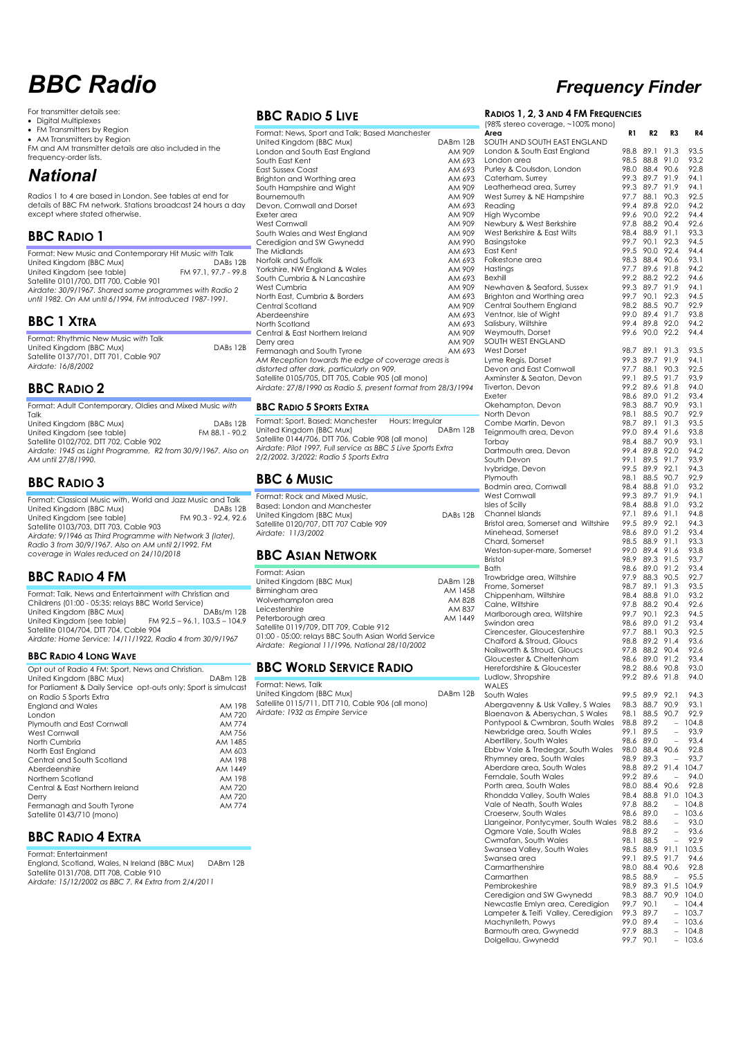# BBC Radio

## Frequency Finder

For transmitter details see:

- Digital Multiplexes
- FM Transmitters by Region
- AM Transmitters by Region

FM and AM transmitter details are also included in the frequency-order lists.

# National

Radios 1 to 4 are based in London. See tables at end for details of BBC FM network. Stations broadcast 24 hours a day except where stated otherwise.

## BBC Radio 1

Format: New Music and Contemporary Hit Music with Talk

| | |
|---|---|
| United Kingdom (BBC Mux) | DABs 12B |
| United Kingdom (see table) | FM 97.1, 97.7 - 99.8 |

Satellite 0101/700, DTT 700, Cable 901

*Airdate: 30/9/1967. Shared some programmes with Radio 2 until 1982. On AM until 6/1994, FM introduced 1987-1991.*

## BBC 1 Xtra

Format: Rhythmic New Music with Talk

| | |
|---|---|
| United Kingdom (BBC Mux) | DABs 12B |

Satellite 0137/701, DTT 701, Cable 907

*Airdate: 16/8/2002*

## BBC Radio 2

Format: Adult Contemporary, Oldies and Mixed Music with Talk

| | |
|---|---|
| United Kingdom (BBC Mux) | DABs 12B |
| United Kingdom (see table) | FM 88.1 - 90.2 |

Satellite 0102/702, DTT 702, Cable 902

*Airdate: 1945 as Light Programme, R2 from 30/9/1967. Also on AM until 27/8/1990.*

## BBC Radio 3

Format: Classical Music with, World and Jazz Music and Talk

| | |
|---|---|
| United Kingdom (BBC Mux) | DABs 12B |
| United Kingdom (see table) | FM 90.3 - 92.4, 92.6 |

Satellite 0103/703, DTT 703, Cable 903

*Airdate: 9/1946 as Third Programme with Network 3 (later), Radio 3 from 30/9/1967. Also on AM until 2/1992. FM coverage in Wales reduced on 24/10/2018*

## BBC Radio 4 FM

Format: Talk, News and Entertainment with Christian and Childrens (01:00 - 05:35: relays BBC World Service)

| | |
|---|---|
| United Kingdom (BBC Mux) | DABs/m 12B |
| United Kingdom (see table) | FM 92.5 – 96.1, 103.5 – 104.9 |

Satellite 0104/704, DTT 704, Cable 904

*Airdate: Home Service: 14/11/1922, Radio 4 from 30/9/1967*

### BBC Radio 4 Long Wave

Opt out of Radio 4 FM: Sport, News and Christian.

| | |
|---|---|
| United Kingdom (BBC Mux) | DABm 12B |

for Parliament & Daily Service opt-outs only; Sport is simulcast on Radio 5 Sports Extra

| | |
|---|---|
| England and Wales | AM 198 |
| London | AM 720 |
| Plymouth and East Cornwall | AM 774 |
| West Cornwall | AM 756 |
| North Cumbria | AM 1485 |
| North East England | AM 603 |
| Central and South Scotland | AM 198 |
| Aberdeenshire | AM 1449 |
| Northern Scotland | AM 198 |
| Central & East Northern Ireland | AM 720 |
| Derry | AM 720 |
| Fermanagh and South Tyrone | AM 774 |

Satellite 0143/710 (mono)

## BBC Radio 4 Extra

Format: Entertainment

| | |
|---|---|
| England, Scotland, Wales, N Ireland (BBC Mux) | DABm 12B |

Satellite 0131/708, DTT 708, Cable 910

*Airdate: 15/12/2002 as BBC 7. R4 Extra from 2/4/2011*

## BBC Radio 5 Live

Format: News, Sport and Talk; Based Manchester

| | |
|---|---|
| United Kingdom (BBC Mux) | DABm 12B |
| London and South East England | AM 909 |
| South East Kent | AM 693 |
| East Sussex Coast | AM 693 |
| Brighton and Worthing area | AM 693 |
| South Hampshire and Wight | AM 909 |
| Bournemouth | AM 909 |
| Devon, Cornwall and Dorset | AM 693 |
| Exeter area | AM 909 |
| West Cornwall | AM 909 |
| South Wales and West England | AM 909 |
| Ceredigion and SW Gwynedd | AM 990 |
| The Midlands | AM 693 |
| Norfolk and Suffolk | AM 693 |
| Yorkshire, NW England & Wales | AM 909 |
| South Cumbria & N Lancashire | AM 693 |
| West Cumbria | AM 909 |
| North East, Cumbria & Borders | AM 693 |
| Central Scotland | AM 909 |
| Aberdeenshire | AM 693 |
| North Scotland | AM 693 |
| Central & East Northern Ireland | AM 909 |
| Derry area | AM 909 |
| Fermanagh and South Tyrone | AM 693 |

*AM Reception towards the edge of coverage areas is distorted after dark, particularly on 909.*

Satellite 0105/705, DTT 705, Cable 905 (all mono)

*Airdate: 27/8/1990 as Radio 5, present format from 28/3/1994*

### BBC Radio 5 Sports Extra

Format: Sport, Based: Manchester — Hours: Irregular

| | |
|---|---|
| United Kingdom (BBC Mux) | DABm 12B |

Satellite 0144/706, DTT 706, Cable 908 (all mono)

*Airdate: Pilot 1997, Full service as BBC 5 Live Sports Extra 2/2/2002. 3/2022: Radio 5 Sports Extra*

## BBC 6 Music

Format: Rock and Mixed Music,
Based: London and Manchester

| | |
|---|---|
| United Kingdom (BBC Mux) | DABs 12B |

Satellite 0120/707, DTT 707 Cable 909

*Airdate: 11/3/2002*

## BBC Asian Network

Format: Asian

| | |
|---|---|
| United Kingdom (BBC Mux) | DABm 12B |
| Birmingham area | AM 1458 |
| Wolverhampton area | AM 828 |
| Leicestershire | AM 837 |
| Peterborough area | AM 1449 |

Satellite 0119/709, DTT 709, Cable 912

01:00 - 05:00: relays BBC South Asian World Service

*Airdate: Regional 11/1996, National 28/10/2002*

## BBC World Service Radio

Format: News, Talk

| | |
|---|---|
| United Kingdom (BBC Mux) | DABm 12B |

Satellite 0115/711, DTT 710, Cable 906 (all mono)

*Airdate: 1932 as Empire Service*

## Radios 1, 2, 3 and 4 FM Frequencies

(98% stereo coverage, ~100% mono)

| Area | R1 | R2 | R3 | R4 |
|---|---|---|---|---|
| SOUTH AND SOUTH EAST ENGLAND | | | | |
| London & South East England | 98.8 | 89.1 | 91.3 | 93.5 |
| London area | 98.5 | 88.8 | 91.0 | 93.2 |
| Purley & Coulsdon, London | 98.0 | 88.4 | 90.6 | 92.8 |
| Caterham, Surrey | 99.3 | 89.7 | 91.9 | 94.1 |
| Leatherhead area, Surrey | 99.3 | 89.7 | 91.9 | 94.1 |
| West Surrey & NE Hampshire | 97.7 | 88.1 | 90.3 | 92.5 |
| Reading | 99.4 | 89.8 | 92.0 | 94.2 |
| High Wycombe | 99.6 | 90.0 | 92.2 | 94.4 |
| Newbury & West Berkshire | 97.8 | 88.2 | 90.4 | 92.6 |
| West Berkshire & East Wilts | 98.4 | 88.9 | 91.1 | 93.3 |
| Basingstoke | 99.7 | 90.1 | 92.3 | 94.5 |
| East Kent | 99.5 | 90.0 | 92.4 | 94.4 |
| Folkestone area | 98.3 | 88.4 | 90.6 | 93.1 |
| Hastings | 97.7 | 89.6 | 91.8 | 94.2 |
| Bexhill | 99.2 | 88.2 | 92.2 | 94.6 |
| Newhaven & Seaford, Sussex | 99.3 | 89.7 | 91.9 | 94.1 |
| Brighton and Worthing area | 99.7 | 90.1 | 92.3 | 94.5 |
| Central Southern England | 98.2 | 88.5 | 90.7 | 92.9 |
| Ventnor, Isle of Wight | 99.0 | 89.4 | 91.7 | 93.8 |
| Salisbury, Wiltshire | 99.4 | 89.8 | 92.0 | 94.2 |
| Weymouth, Dorset | 99.6 | 90.0 | 92.2 | 94.4 |
| SOUTH WEST ENGLAND | | | | |
| West Dorset | 98.7 | 89.1 | 91.3 | 93.5 |
| Lyme Regis, Dorset | 99.3 | 89.7 | 91.9 | 94.1 |
| Devon and East Cornwall | 97.7 | 88.1 | 90.3 | 92.5 |
| Axminster & Seaton, Devon | 99.1 | 89.5 | 91.7 | 93.9 |
| Tiverton, Devon | 99.2 | 89.6 | 91.8 | 94.0 |
| Exeter | 98.6 | 89.0 | 91.2 | 93.4 |
| Okehampton, Devon | 98.3 | 88.7 | 90.9 | 93.1 |
| North Devon | 98.1 | 88.5 | 90.7 | 92.9 |
| Combe Martin, Devon | 98.7 | 89.1 | 91.3 | 93.5 |
| Teignmouth area, Devon | 99.0 | 89.4 | 91.6 | 93.8 |
| Torbay | 98.4 | 88.7 | 90.9 | 93.1 |
| Dartmouth area, Devon | 99.4 | 89.8 | 92.0 | 94.2 |
| South Devon | 99.1 | 89.5 | 91.7 | 93.9 |
| Ivybridge, Devon | 99.5 | 89.9 | 92.1 | 94.3 |
| Plymouth | 98.1 | 88.5 | 90.7 | 92.9 |
| Bodmin area, Cornwall | 98.4 | 88.8 | 91.0 | 93.2 |
| West Cornwall | 99.3 | 89.7 | 91.9 | 94.1 |
| Isles of Scilly | 98.4 | 88.8 | 91.0 | 93.2 |
| Channel Islands | 97.1 | 89.6 | 91.1 | 94.8 |
| Bristol area, Somerset and Wiltshire | 99.5 | 89.9 | 92.1 | 94.3 |
| Minehead, Somerset | 98.6 | 89.0 | 91.2 | 93.4 |
| Chard, Somerset | 98.5 | 88.9 | 91.1 | 93.3 |
| Weston-super-mare, Somerset | 99.0 | 89.4 | 91.6 | 93.8 |
| Bristol | 98.9 | 89.3 | 91.5 | 93.7 |
| Bath | 98.6 | 89.0 | 91.2 | 93.4 |
| Trowbridge area, Wiltshire | 97.9 | 88.3 | 90.5 | 92.7 |
| Frome, Somerset | 98.7 | 89.1 | 91.3 | 93.5 |
| Chippenham, Wiltshire | 98.4 | 88.8 | 91.0 | 93.2 |
| Calne, Wiltshire | 97.8 | 88.2 | 90.4 | 92.6 |
| Marlborough area, Wiltshire | 99.7 | 90.1 | 92.3 | 94.5 |
| Swindon area | 98.6 | 89.0 | 91.2 | 93.4 |
| Cirencester, Gloucestershire | 97.7 | 88.1 | 90.3 | 92.5 |
| Chalford & Stroud, Gloucs | 98.8 | 89.2 | 91.4 | 93.6 |
| Nailsworth & Stroud, Gloucs | 97.8 | 88.2 | 90.4 | 92.6 |
| Gloucester & Cheltenham | 98.6 | 89.0 | 91.2 | 93.4 |
| Herefordshire & Gloucester | 98.2 | 88.6 | 90.8 | 93.0 |
| Ludlow, Shropshire | 99.2 | 89.6 | 91.8 | 94.0 |
| WALES | | | | |
| South Wales | 99.5 | 89.9 | 92.1 | 94.3 |
| Abergavenny & Usk Valley, S Wales | 98.3 | 88.7 | 90.9 | 93.1 |
| Blaenavon & Abersychan, S Wales | 98.1 | 88.5 | 90.7 | 92.9 |
| Pontypool & Cwmbran, South Wales | 98.8 | 89.2 | – | 104.8 |
| Newbridge area, South Wales | 99.1 | 89.5 | – | 93.9 |
| Abertillery, South Wales | 98.6 | 89.0 | – | 93.4 |
| Ebbw Vale & Tredegar, South Wales | 98.0 | 88.4 | 90.6 | 92.8 |
| Rhymney area, South Wales | 98.9 | 89.3 | – | 93.7 |
| Aberdare area, South Wales | 98.8 | 89.2 | 91.4 | 104.7 |
| Ferndale, South Wales | 99.2 | 89.6 | – | 94.0 |
| Porth area, South Wales | 98.0 | 88.4 | 90.6 | 92.8 |
| Rhondda Valley, South Wales | 98.4 | 88.8 | 91.0 | 104.3 |
| Vale of Neath, South Wales | 97.8 | 88.2 | – | 104.8 |
| Croeserw, South Wales | 98.6 | 89.0 | – | 103.6 |
| Llangeinor, Pontycymer, South Wales | 98.2 | 88.6 | – | 93.0 |
| Ogmore Vale, South Wales | 98.8 | 89.2 | – | 93.6 |
| Cwmafan, South Wales | 98.1 | 88.5 | – | 92.9 |
| Swansea Valley, South Wales | 98.5 | 88.9 | 91.1 | 103.5 |
| Swansea area | 99.1 | 89.5 | 91.7 | 94.6 |
| Carmarthenshire | 98.0 | 88.4 | 90.6 | 92.8 |
| Carmarthen | 98.5 | 88.9 | – | 95.5 |
| Pembrokeshire | 98.9 | 89.3 | 91.5 | 104.9 |
| Ceredigion and SW Gwynedd | 98.3 | 88.7 | 90.9 | 104.0 |
| Newcastle Emlyn area, Ceredigion | 99.7 | 90.1 | – | 104.4 |
| Lampeter & Teifi Valley, Ceredigion | 99.3 | 89.7 | – | 103.7 |
| Machynlleth, Powys | 99.0 | 89.4 | – | 103.6 |
| Barmouth area, Gwynedd | 97.9 | 88.3 | – | 104.8 |
| Dolgellau, Gwynedd | 99.7 | 90.1 | – | 103.6 |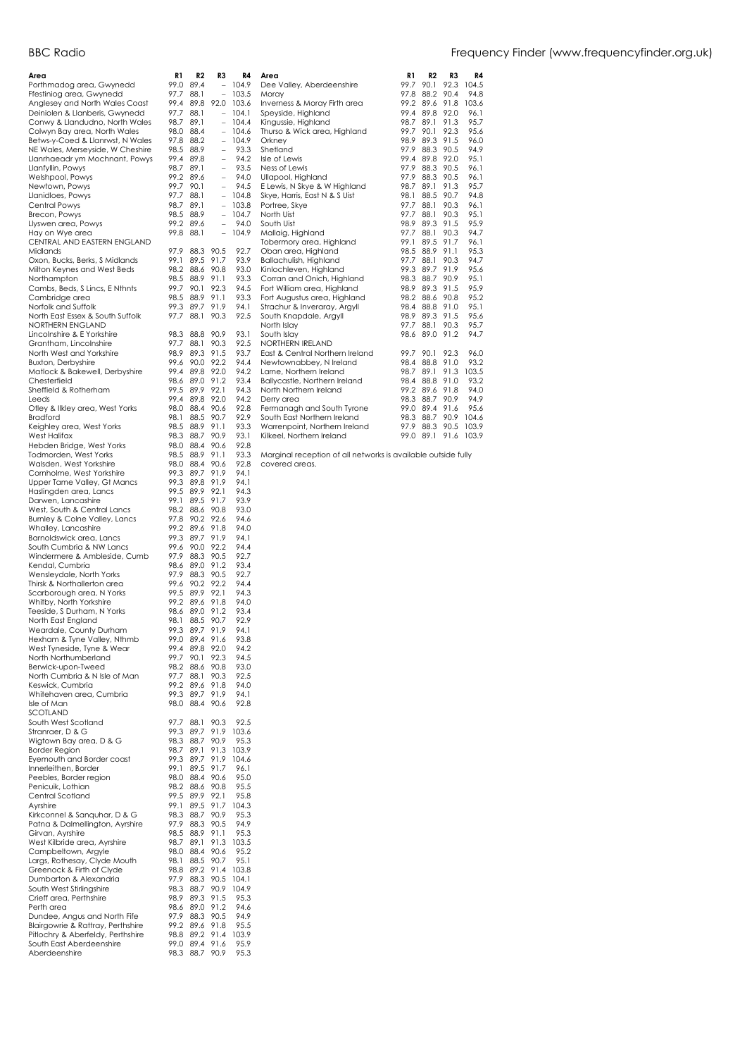| Area | R1 | R2 | R3 | R4 |
|---|---|---|---|---|
| Porthmadog area, Gwynedd | 99.0 | 89.4 | – | 104.9 |
| Ffestiniog area, Gwynedd | 97.7 | 88.1 | – | 103.5 |
| Anglesey and North Wales Coast | 99.4 | 89.8 | 92.0 | 103.6 |
| Deiniolen & Llanberis, Gwynedd | 97.7 | 88.1 | – | 104.1 |
| Conwy & Llandudno, North Wales | 98.7 | 89.1 | – | 104.4 |
| Colwyn Bay area, North Wales | 98.0 | 88.4 | – | 104.6 |
| Betws-y-Coed & Llanrwst, N Wales | 97.8 | 88.2 | – | 104.9 |
| NE Wales, Merseyside, W Cheshire | 98.5 | 88.9 | – | 93.3 |
| Llanrhaeadr ym Mochnant, Powys | 99.4 | 89.8 | – | 94.2 |
| Llanfyllin, Powys | 98.7 | 89.1 | – | 93.5 |
| Welshpool, Powys | 99.2 | 89.6 | – | 94.0 |
| Newtown, Powys | 99.7 | 90.1 | – | 94.5 |
| Llanidloes, Powys | 97.7 | 88.1 | – | 104.8 |
| Central Powys | 98.7 | 89.1 | – | 103.8 |
| Brecon, Powys | 98.5 | 88.9 | – | 104.7 |
| Llyswen area, Powys | 99.2 | 89.6 | – | 94.0 |
| Hay on Wye area | 99.8 | 88.1 | – | 104.9 |
| CENTRAL AND EASTERN ENGLAND | | | | |
| Midlands | 97.9 | 88.3 | 90.5 | 92.7 |
| Oxon, Bucks, Berks, S Midlands | 99.1 | 89.5 | 91.7 | 93.9 |
| Milton Keynes and West Beds | 98.2 | 88.6 | 90.8 | 93.0 |
| Northampton | 98.5 | 88.9 | 91.1 | 93.3 |
| Cambs, Beds, S Lincs, E Nthnts | 99.7 | 90.1 | 92.3 | 94.5 |
| Cambridge area | 98.5 | 88.9 | 91.1 | 93.3 |
| Norfolk and Suffolk | 99.3 | 89.7 | 91.9 | 94.1 |
| North East Essex & South Suffolk | 97.7 | 88.1 | 90.3 | 92.5 |
| NORTHERN ENGLAND | | | | |
| Lincolnshire & E Yorkshire | 98.3 | 88.8 | 90.9 | 93.1 |
| Grantham, Lincolnshire | 97.7 | 88.1 | 90.3 | 92.5 |
| North West and Yorkshire | 98.9 | 89.3 | 91.5 | 93.7 |
| Buxton, Derbyshire | 99.6 | 90.0 | 92.2 | 94.4 |
| Matlock & Bakewell, Derbyshire | 99.4 | 89.8 | 92.0 | 94.2 |
| Chesterfield | 98.6 | 89.0 | 91.2 | 93.4 |
| Sheffield & Rotherham | 99.5 | 89.9 | 92.1 | 94.3 |
| Leeds | 99.4 | 89.8 | 92.0 | 94.2 |
| Otley & Ilkley area, West Yorks | 98.0 | 88.4 | 90.6 | 92.8 |
| Bradford | 98.1 | 88.5 | 90.7 | 92.9 |
| Keighley area, West Yorks | 98.5 | 88.9 | 91.1 | 93.3 |
| West Halifax | 98.3 | 88.7 | 90.9 | 93.1 |
| Hebden Bridge, West Yorks | 98.0 | 88.4 | 90.6 | 92.8 |
| Todmorden, West Yorks | 98.5 | 88.9 | 91.1 | 93.3 |
| Walsden, West Yorkshire | 98.0 | 88.4 | 90.6 | 92.8 |
| Cornholme, West Yorkshire | 99.3 | 89.7 | 91.9 | 94.1 |
| Upper Tame Valley, Gt Mancs | 99.3 | 89.8 | 91.9 | 94.1 |
| Haslingden area, Lancs | 99.5 | 89.9 | 92.1 | 94.3 |
| Darwen, Lancashire | 99.1 | 89.5 | 91.7 | 93.9 |
| West, South & Central Lancs | 98.2 | 88.6 | 90.8 | 93.0 |
| Burnley & Colne Valley, Lancs | 97.8 | 90.2 | 92.6 | 94.6 |
| Whalley, Lancashire | 99.2 | 89.6 | 91.8 | 94.0 |
| Barnoldswick area, Lancs | 99.3 | 89.7 | 91.9 | 94.1 |
| South Cumbria & NW Lancs | 99.6 | 90.0 | 92.2 | 94.4 |
| Windermere & Ambleside, Cumb | 97.9 | 88.3 | 90.5 | 92.7 |
| Kendal, Cumbria | 98.6 | 89.0 | 91.2 | 93.4 |
| Wensleydale, North Yorks | 97.9 | 88.3 | 90.5 | 92.7 |
| Thirsk & Northallerton area | 99.6 | 90.2 | 92.2 | 94.4 |
| Scarborough area, N Yorks | 99.5 | 89.9 | 92.1 | 94.3 |
| Whitby, North Yorkshire | 99.2 | 89.6 | 91.8 | 94.0 |
| Teeside, S Durham, N Yorks | 98.6 | 89.0 | 91.2 | 93.4 |
| North East England | 98.1 | 88.5 | 90.7 | 92.9 |
| Weardale, County Durham | 99.3 | 89.7 | 91.9 | 94.1 |
| Hexham & Tyne Valley, Nthmb | 99.0 | 89.4 | 91.6 | 93.8 |
| West Tyneside, Tyne & Wear | 99.4 | 89.8 | 92.0 | 94.2 |
| North Northumberland | 99.7 | 90.1 | 92.3 | 94.5 |
| Berwick-upon-Tweed | 98.2 | 88.6 | 90.8 | 93.0 |
| North Cumbria & N Isle of Man | 97.7 | 88.1 | 90.3 | 92.5 |
| Keswick, Cumbria | 99.2 | 89.6 | 91.8 | 94.0 |
| Whitehaven area, Cumbria | 99.3 | 89.7 | 91.9 | 94.1 |
| Isle of Man | 98.0 | 88.4 | 90.6 | 92.8 |
| SCOTLAND | | | | |
| South West Scotland | 97.7 | 88.1 | 90.3 | 92.5 |
| Stranraer, D & G | 99.3 | 89.7 | 91.9 | 103.6 |
| Wigtown Bay area, D & G | 98.3 | 88.7 | 90.9 | 95.3 |
| Border Region | 98.7 | 89.1 | 91.3 | 103.9 |
| Eyemouth and Border coast | 99.3 | 89.7 | 91.9 | 104.6 |
| Innerleithen, Border | 99.1 | 89.5 | 91.7 | 96.1 |
| Peebles, Border region | 98.0 | 88.4 | 90.6 | 95.0 |
| Penicuik, Lothian | 98.2 | 88.6 | 90.8 | 95.5 |
| Central Scotland | 99.5 | 89.9 | 92.1 | 95.8 |
| Ayrshire | 99.1 | 89.5 | 91.7 | 104.3 |
| Kirkconnel & Sanquhar, D & G | 98.3 | 88.7 | 90.9 | 95.3 |
| Patna & Dalmellington, Ayrshire | 97.9 | 88.3 | 90.5 | 94.9 |
| Girvan, Ayrshire | 98.5 | 88.9 | 91.1 | 95.3 |
| West Kilbride area, Ayrshire | 98.7 | 89.1 | 91.3 | 103.5 |
| Campbeltown, Argyle | 98.0 | 88.4 | 90.6 | 95.2 |
| Largs, Rothesay, Clyde Mouth | 98.1 | 88.5 | 90.7 | 95.1 |
| Greenock & Firth of Clyde | 98.8 | 89.2 | 91.4 | 103.8 |
| Dumbarton & Alexandria | 97.9 | 88.3 | 90.5 | 104.1 |
| South West Stirlingshire | 98.3 | 88.7 | 90.9 | 104.9 |
| Crieff area, Perthshire | 98.9 | 89.3 | 91.5 | 95.3 |
| Perth area | 98.6 | 89.0 | 91.2 | 94.6 |
| Dundee, Angus and North Fife | 97.9 | 88.3 | 90.5 | 94.9 |
| Blairgowrie & Rattray, Perthshire | 99.2 | 89.6 | 91.8 | 95.5 |
| Pitlochry & Aberfeldy, Perthshire | 98.8 | 89.2 | 91.4 | 103.9 |
| South East Aberdeenshire | 99.0 | 89.4 | 91.6 | 95.9 |
| Aberdeenshire | 98.3 | 88.7 | 90.9 | 95.3 |
| Dee Valley, Aberdeenshire | 99.7 | 90.1 | 92.3 | 104.5 |
| Moray | 97.8 | 88.2 | 90.4 | 94.8 |
| Inverness & Moray Firth area | 99.2 | 89.6 | 91.8 | 103.6 |
| Speyside, Highland | 99.4 | 89.8 | 92.0 | 96.1 |
| Kingussie, Highland | 98.7 | 89.1 | 91.3 | 95.7 |
| Thurso & Wick area, Highland | 99.7 | 90.1 | 92.3 | 95.6 |
| Orkney | 98.9 | 89.3 | 91.5 | 96.0 |
| Shetland | 97.9 | 88.3 | 90.5 | 94.9 |
| Isle of Lewis | 99.4 | 89.8 | 92.0 | 95.1 |
| Ness of Lewis | 97.9 | 88.3 | 90.5 | 96.1 |
| Ullapool, Highland | 97.9 | 88.3 | 90.5 | 96.1 |
| E Lewis, N Skye & W Highland | 98.7 | 89.1 | 91.3 | 95.7 |
| Skye, Harris, East N & S Uist | 98.1 | 88.5 | 90.7 | 94.8 |
| Portree, Skye | 97.7 | 88.1 | 90.3 | 96.1 |
| North Uist | 97.7 | 88.1 | 90.3 | 95.1 |
| South Uist | 98.9 | 89.3 | 91.5 | 95.9 |
| Mallaig, Highland | 97.7 | 88.1 | 90.3 | 94.7 |
| Tobermory area, Highland | 99.1 | 89.5 | 91.7 | 96.1 |
| Oban area, Highland | 98.5 | 88.9 | 91.1 | 95.3 |
| Ballachulish, Highland | 97.7 | 88.1 | 90.3 | 94.7 |
| Kinlochleven, Highland | 99.3 | 89.7 | 91.9 | 95.6 |
| Corran and Onich, Highland | 98.3 | 88.7 | 90.9 | 95.1 |
| Fort William area, Highland | 98.9 | 89.3 | 91.5 | 95.9 |
| Fort Augustus area, Highland | 98.2 | 88.6 | 90.8 | 95.2 |
| Strachur & Inveraray, Argyll | 98.4 | 88.8 | 91.0 | 95.1 |
| South Knapdale, Argyll | 98.9 | 89.3 | 91.5 | 95.6 |
| North Islay | 97.7 | 88.1 | 90.3 | 95.7 |
| South Islay | 98.6 | 89.0 | 91.2 | 94.7 |
| NORTHERN IRELAND | | | | |
| East & Central Northern Ireland | 99.7 | 90.1 | 92.3 | 96.0 |
| Newtownabbey, N Ireland | 98.4 | 88.8 | 91.0 | 93.2 |
| Larne, Northern Ireland | 98.7 | 89.1 | 91.3 | 103.5 |
| Ballycastle, Northern Ireland | 98.4 | 88.8 | 91.0 | 93.2 |
| North Northern Ireland | 99.2 | 89.6 | 91.8 | 94.0 |
| Derry area | 98.3 | 88.7 | 90.9 | 94.9 |
| Fermanagh and South Tyrone | 99.0 | 89.4 | 91.6 | 95.6 |
| South East Northern Ireland | 98.3 | 88.7 | 90.9 | 104.6 |
| Warrenpoint, Northern Ireland | 97.9 | 88.3 | 90.5 | 103.9 |
| Kilkeel, Northern Ireland | 99.0 | 89.1 | 91.6 | 103.9 |

Marginal reception of all networks is available outside fully covered areas.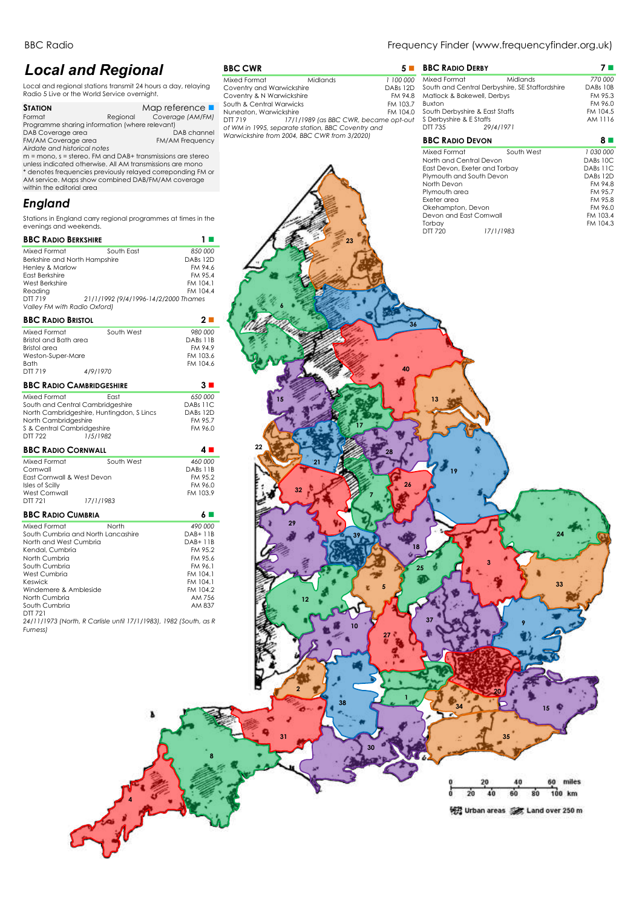# Local and Regional

Local and regional stations transmit 24 hours a day, relaying Radio 5 Live or the World Service overnight.

| **Station** | | Map reference ■ |
|---|---|---|
| Format | Regional | Coverage (AM/FM) |
| Programme sharing information (where relevant) | | |
| DAB Coverage area | | DAB channel |
| FM/AM Coverage area | | FM/AM Frequency |
| *Airdate and historical notes* | | |

m = mono, s = stereo. FM and DAB+ transmissions are stereo unless indicated otherwise. All AM transmissions are mono
* denotes frequencies previously relayed correponding FM or AM service. Maps show combined DAB/FM/AM coverage within the editorial area

## England

Stations in England carry regional programmes at times in the evenings and weekends.

### BBC Radio Berkshire — 1

| Mixed Format | South East | *850 000* |
|---|---|---|
| Berkshire and North Hampshire | | DABs 12D |
| Henley & Marlow | | FM 94.6 |
| East Berkshire | | FM 95.4 |
| West Berkshire | | FM 104.1 |
| Reading | | FM 104.4 |
| DTT 719 | *21/1/1992 (9/4/1996-14/2/2000 Thames* | |

*Valley FM with Radio Oxford)*

### BBC Radio Bristol — 2

| Mixed Format | South West | *980 000* |
|---|---|---|
| Bristol and Bath area | | DABs 11B |
| Bristol area | | FM 94.9 |
| Weston-Super-Mare | | FM 103.6 |
| Bath | | FM 104.6 |
| DTT 719 | *4/9/1970* | |

### BBC Radio Cambridgeshire — 3

| Mixed Format | East | *650 000* |
|---|---|---|
| South and Central Cambridgeshire | | DABs 11C |
| North Cambridgeshire, Huntingdon, S Lincs | | DABs 12D |
| North Cambridgeshire | | FM 95.7 |
| S & Central Cambridgeshire | | FM 96.0 |
| DTT 722 | *1/5/1982* | |

### BBC Radio Cornwall — 4

| Mixed Format | South West | *460 000* |
|---|---|---|
| Cornwall | | DABs 11B |
| East Cornwall & West Devon | | FM 95.2 |
| Isles of Scilly | | FM 96.0 |
| West Cornwall | | FM 103.9 |
| DTT 721 | *17/1/1983* | |

### BBC Radio Cumbria — 6

| Mixed Format | North | *490 000* |
|---|---|---|
| South Cumbria and North Lancashire | | DAB+ 11B |
| North and West Cumbria | | DAB+ 11B |
| Kendal, Cumbria | | FM 95.2 |
| North Cumbria | | FM 95.6 |
| South Cumbria | | FM 96.1 |
| West Cumbria | | FM 104.1 |
| Keswick | | FM 104.1 |
| Windemere & Ambleside | | FM 104.2 |
| North Cumbria | | AM 756 |
| South Cumbria | | AM 837 |
| DTT 721 | | |

*24/11/1973 (North, R Carlisle until 17/1/1983), 1982 (South, as R Furness)*

### BBC CWR — 5

| Mixed Format | Midlands | *1 100 000* |
|---|---|---|
| Coventry and Warwickshire | | DABs 12D |
| Coventry & N Warwickshire | | FM 94.8 |
| South & Central Warwicks | | FM 103.7 |
| Nuneaton, Warwickshire | | FM 104.0 |
| DTT 719 | *17/1/1989 (as BBC CWR, became opt-out* | |

*of WM in 1995, separate station, BBC Coventry and Warwickshire from 2004, BBC CWR from 3/2020)*

### BBC Radio Derby — 7

| Mixed Format | Midlands | *770 000* |
|---|---|---|
| South and Central Derbyshire, SE Staffordshire | | DABs 10B |
| Matlock & Bakewell, Derbys | | FM 95.3 |
| Buxton | | FM 96.0 |
| South Derbyshire & East Staffs | | FM 104.5 |
| S Derbyshire & E Staffs | | AM 1116 |
| DTT 735 | *29/4/1971* | |

### BBC Radio Devon — 8

| Mixed Format | South West | *1 030 000* |
|---|---|---|
| North and Central Devon | | DABs 10C |
| East Devon, Exeter and Torbay | | DABs 11C |
| Plymouth and South Devon | | DABs 12D |
| North Devon | | FM 94.8 |
| Plymouth area | | FM 95.7 |
| Exeter area | | FM 95.8 |
| Okehampton, Devon | | FM 96.0 |
| Devon and East Cornwall | | FM 103.4 |
| Torbay | | FM 104.3 |
| DTT 720 | *17/1/1983* | |

Urban areas — Land over 250 m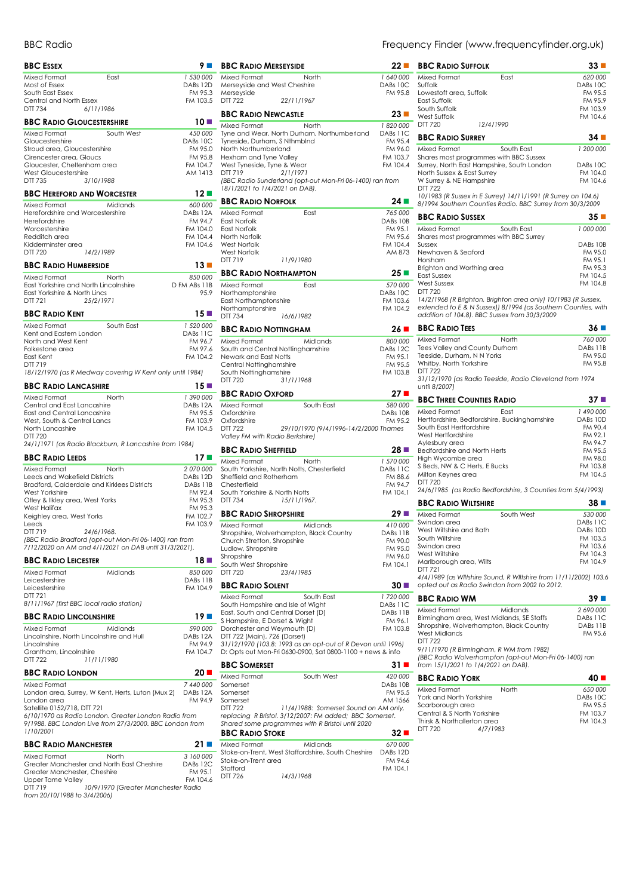## BBC Essex — 9

Mixed Format — East — 1 530 000
Most of Essex — DABs 12D
South East Essex — FM 95.3
Central and North Essex — FM 103.5
DTT 734 — 6/11/1986

## BBC Radio Gloucestershire — 10

Mixed Format — South West — 450 000
Gloucestershire — DABs 10C
Stroud area, Gloucestershire — FM 95.0
Cirencester area, Gloucs — FM 95.8
Gloucester, Cheltenham area — FM 104.7
West Gloucestershire — AM 1413
DTT 735 — 3/10/1988

## BBC Hereford and Worcester — 12

Mixed Format — Midlands — 600 000
Herefordshire and Worcestershire — DABs 12A
Herefordshire — FM 94.7
Worcestershire — FM 104.0
Redditch area — FM 104.4
Kidderminster area — FM 104.6
DTT 720 — 14/2/1989

## BBC Radio Humberside — 13

Mixed Format — North — 850 000
East Yorkshire and North Lincolnshire — D FM ABs 11B
East Yorkshire & North Lincs — 95.9
DTT 721 — 25/2/1971

## BBC Radio Kent — 15

Mixed Format — South East — 1 520 000
Kent and Eastern London — DABs 11C
North and West Kent — FM 96.7
Folkestone area — FM 97.6
East Kent — FM 104.2
DTT 719

*18/12/1970 (as R Medway covering W Kent only until 1984)*

## BBC Radio Lancashire — 15

Mixed Format — North — 1 390 000
Central and East Lancashire — DABs 12A
East and Central Lancashire — FM 95.5
West, South & Central Lancs — FM 103.9
North Lancashire — FM 104.5
DTT 720

*24/1/1971 (as Radio Blackburn, R Lancashire from 1984)*

## BBC Radio Leeds — 17

Mixed Format — North — 2 070 000
Leeds and Wakefield Districts — DABs 12D
Bradford, Calderdale and Kirklees Districts — DABs 11B
West Yorkshire — FM 92.4
Otley & Ilkley area, West Yorks — FM 95.3
West Halifax — FM 95.3
Keighley area, West Yorks — FM 102.7
Leeds — FM 103.9
DTT 719 — 24/6/1968.

*(BBC Radio Bradford (opt-out Mon-Fri 06-1400) ran from 7/12/2020 on AM and 4/1/2021 on DAB until 31/3/2021).*

## BBC Radio Leicester — 18

Mixed Format — Midlands — 850 000
Leicestershire — DABs 11B
Leicestershire — FM 104.9
DTT 721

*8/11/1967 (first BBC local radio station)*

## BBC Radio Lincolnshire — 19

Mixed Format — Midlands — 590 000
Lincolnshire, North Lincolnshire and Hull — DABs 12A
Lincolnshire — FM 94.9
Grantham, Lincolnshire — FM 104.7
DTT 722 — 11/11/1980

## BBC Radio London — 20

Mixed Format — 7 440 000
London area, Surrey, W Kent, Herts, Luton (Mux 2) — DABs 12A
London area — FM 94.9
Satellite 0152/718, DTT 721

*6/10/1970 as Radio London. Greater London Radio from 9/1988. BBC London Live from 27/3/2000. BBC London from 1/10/2001*

## BBC Radio Manchester — 21

Mixed Format — North — 3 160 000
Greater Manchester and North East Cheshire — DABs 12C
Greater Manchester, Cheshire — FM 95.1
Upper Tame Valley — FM 104.6
DTT 719 — *10/9/1970 (Greater Manchester Radio from 20/10/1988 to 3/4/2006)*

## BBC Radio Merseyside — 22

Mixed Format — North — 1 640 000
Merseyside and West Cheshire — DABs 10C
Merseyside — FM 95.8
DTT 722 — 22/11/1967

## BBC Radio Newcastle — 23

Mixed Format — North — 1 820 000
Tyne and Wear, North Durham, Northumberland — DABs 11C
Tyneside, Durham, S Nthmblnd — FM 95.4
North Northumberland — FM 96.0
Hexham and Tyne Valley — FM 103.7
West Tyneside, Tyne & Wear — FM 104.4
DTT 719 — 2/1/1971

*(BBC Radio Sunderland (opt-out Mon-Fri 06-1400) ran from 18/1/2021 to 1/4/2021 on DAB).*

## BBC Radio Norfolk — 24

Mixed Format — East — 765 000
East Norfolk — DABs 10B
East Norfolk — FM 95.1
North Norfolk — FM 95.6
West Norfolk — FM 104.4
West Norfolk — AM 873
DTT 719 — 11/9/1980

## BBC Radio Northampton — 25

Mixed Format — East — 570 000
Northamptonshire — DABs 10C
East Northamptonshire — FM 103.6
Northamptonshire — FM 104.2
DTT 734 — 16/6/1982

## BBC Radio Nottingham — 26

Mixed Format — Midlands — 800 000
South and Central Nottinghamshire — DABs 12C
Newark and East Notts — FM 95.1
Central Nottinghamshire — FM 95.5
South Nottinghamshire — FM 103.8
DTT 720 — 31/1/1968

## BBC Radio Oxford — 27

Mixed Format — South East — 580 000
Oxfordshire — DABs 10B
Oxfordshire — FM 95.2
DTT 722 — *29/10/1970 (9/4/1996-14/2/2000 Thames Valley FM with Radio Berkshire)*

## BBC Radio Sheffield — 28

Mixed Format — North — 1 570 000
South Yorkshire, North Notts, Chesterfield — DABs 11C
Sheffield and Rotherham — FM 88.6
Chesterfield — FM 94.7
South Yorkshire & North Notts — FM 104.1
DTT 734 — 15/11/1967.

## BBC Radio Shropshire — 29

Mixed Format — Midlands — 410 000
Shropshire, Wolverhampton, Black Country — DABs 11B
Church Stretton, Shropshire — FM 90.0
Ludlow, Shropshire — FM 95.0
Shropshire — FM 96.0
South West Shropshire — FM 104.1
DTT 720 — 23/4/1985

## BBC Radio Solent — 30

Mixed Format — South East — 1 720 000
South Hampshire and Isle of Wight — DABs 11C
East, South and Central Dorset (D) — DABs 11B
S Hampshire, E Dorset & Wight — FM 96.1
Dorchester and Weymouth (D) — FM 103.8
DTT 722 (Main), 726 (Dorset)

*31/12/1970 (103.8: 1993 as an opt-out of R Devon until 1996) D: Opts out Mon-Fri 0630-0900, Sat 0800-1100 + news & info*

## BBC Somerset — 31

Mixed Format — South West — 420 000
Somerset — DABs 10B
Somerset — FM 95.5
Somerset — AM 1566
DTT 722 — *11/4/1988: Somerset Sound on AM only, replacing R Bristol. 3/12/2007: FM added; BBC Somerset. Shared some programmes with R Bristol until 2020*

## BBC Radio Stoke — 32

Mixed Format — Midlands — 670 000
Stoke-on-Trent, West Staffordshire, South Cheshire — DABs 12D
Stoke-on-Trent area — FM 94.6
Stafford — FM 104.1
DTT 726 — 14/3/1968

## BBC Radio Suffolk — 33

Mixed Format — East — 620 000
Suffolk — DABs 10C
Lowestoft area, Suffolk — FM 95.5
East Suffolk — FM 95.9
South Suffolk — FM 103.9
West Suffolk — FM 104.6
DTT 720 — 12/4/1990

## BBC Radio Surrey — 34

Mixed Format — South East — 1 200 000
Shares most programmes with BBC Sussex
Surrey, North East Hampshire, South London — DABs 10C
North Sussex & East Surrey — FM 104.0
W Surrey & NE Hampshire — FM 104.6
DTT 722

*10/1983 (R Sussex in E Surrey) 14/11/1991 (R Surrey on 104.6) 8/1994 Southern Counties Radio. BBC Surrey from 30/3/2009*

## BBC Radio Sussex — 35

Mixed Format — South East — 1 000 000
Shares most programmes with BBC Surrey
Sussex — DABs 10B
Newhaven & Seaford — FM 95.0
Horsham — FM 95.1
Brighton and Worthing area — FM 95.3
East Sussex — FM 104.5
West Sussex — FM 104.8
DTT 720

*14/2/1968 (R Brighton, Brighton area only) 10/1983 (R Sussex, extended to E & N Sussex)) 8/1994 (as Southern Counties, with addition of 104.8). BBC Sussex from 30/3/2009*

## BBC Radio Tees — 36

Mixed Format — North — 760 000
Tees Valley and County Durham — DABs 11B
Teeside, Durham, N N Yorks — FM 95.0
Whitby, North Yorkshire — FM 95.8
DTT 722

*31/12/1970 (as Radio Teeside, Radio Cleveland from 1974 until 8/2007)*

## BBC Three Counties Radio — 37

Mixed Format — East — 1 490 000
Hertfordshire, Bedfordshire, Buckinghamshire — DABs 10D
South East Hertfordshire — FM 90.4
West Hertfordshire — FM 92.1
Aylesbury area — FM 94.7
Bedfordshire and North Herts — FM 95.5
High Wycombe area — FM 98.0
S Beds, NW & C Herts, E Bucks — FM 103.8
Milton Keynes area — FM 104.5
DTT 720

*24/6/1985 (as Radio Bedfordshire, 3 Counties from 5/4/1993)*

## BBC Radio Wiltshire — 38

Mixed Format — South West — 530 000
Swindon area — DABs 11C
West Wiltshire and Bath — DABs 10D
South Wiltshire — FM 103.5
Swindon area — FM 103.6
West Wiltshire — FM 104.3
Marlborough area, Wilts — FM 104.9
DTT 721

*4/4/1989 (as Wiltshire Sound, R Wiltshire from 11/11/2002) 103.6 opted out as Radio Swindon from 2002 to 2012.*

## BBC Radio WM — 39

Mixed Format — Midlands — 2 690 000
Birmingham area, West Midlands, SE Staffs — DABs 11C
Shropshire, Wolverhampton, Black Country — DABs 11B
West Midlands — FM 95.6
DTT 722

*9/11/1970 (R Birmingham, R WM from 1982) (BBC Radio Wolverhampton (opt-out Mon-Fri 06-1400) ran from 15/1/2021 to 1/4/2021 on DAB).*

## BBC Radio York — 40

Mixed Format — North — 650 000
York and North Yorkshire — DABs 10C
Scarborough area — FM 95.5
Central & S North Yorkshire — FM 103.7
Thirsk & Northallerton area — FM 104.3
DTT 720 — 4/7/1983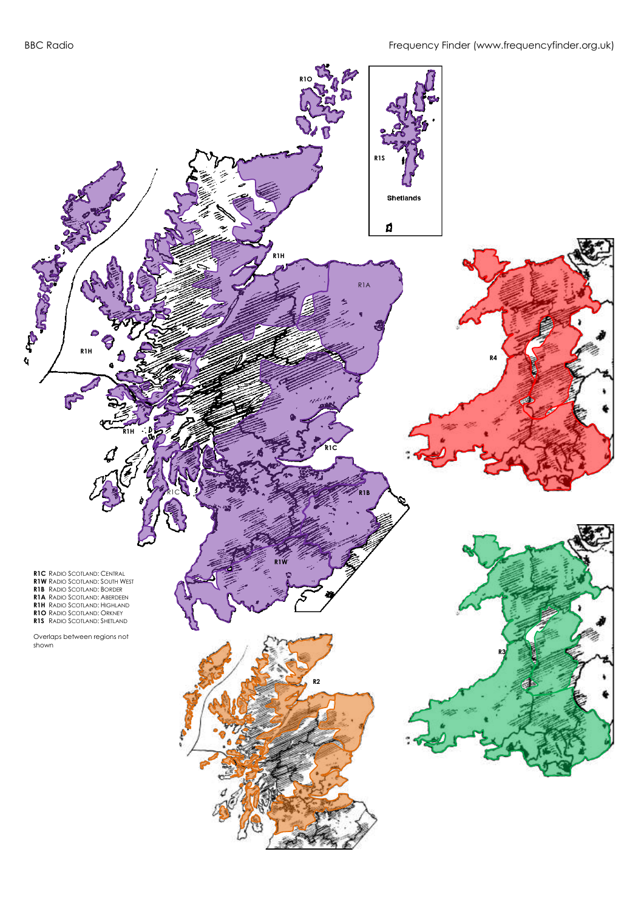**R1C** Radio Scotland: Central
**R1W** Radio Scotland: South West
**R1B** Radio Scotland: Border
**R1A** Radio Scotland: Aberdeen
**R1H** Radio Scotland: Highland
**R1O** Radio Scotland: Orkney
**R1S** Radio Scotland: Shetland

Overlaps between regions not shown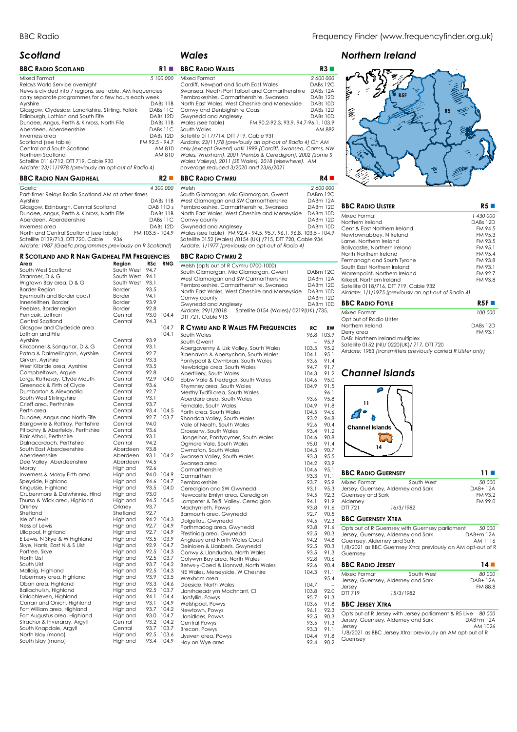## Scotland

### BBC Radio Scotland — R1

| | |
|---|---|
| Mixed Format | *5 100 000* |
| Relays World Service overnight | |
| News is divided into 7 regions, see table. AM frequencies carry separate programmes for a few hours each week. | |
| Ayrshire | DABs 11B |
| Glasgow, Clydeside, Lanarkshire, Stirling, Falkirk | DABs 11C |
| Edinburgh, Lothian and South Fife | DABs 12D |
| Dundee, Angus, Perth & Kinross, North Fife | DABs 11B |
| Aberdeen, Aberdeenshire | DABs 11C |
| Inverness area | DABs 12D |
| Scotland (see table) | FM 92.5 - 94.7 |
| Central and South Scotland | AM 810 |
| Northern Scotland | AM 810 |
| Satellite 0116/712, DTT 719, Cable 930 | |

*Airdate: 23/11/1978 (previously an opt-out of Radio 4)*

### BBC Radio nan Gaidheal — R2

| | |
|---|---|
| Gaelic | *4 300 000* |
| Part-time: Relays Radio Scotland AM at other times | |
| Ayrshire | DABs 11B |
| Glasgow, Edinburgh, Central Scotland | DAB 11D s |
| Dundee, Angus, Perth & Kinross, North Fife | DABs 11B |
| Aberdeen, Aberdeenshire | DABs 11C |
| Inverness area | DABs 12D |
| North and Central Scotland (see table) | FM 103.5 - 104.9 |
| Satellite 0139/713, DTT 720, Cable 936 | |

*Airdate: 1987 (Gaelic programmes previously on R Scotland)*

### R Scotland and R nan Gaidheal FM Frequencies

| Area | Region | RSc | RNG |
|---|---|---|---|
| South West Scotland | South West | 94.7 | |
| Stranraer, D & G | South West | 94.1 | |
| Wigtown Bay area, D & G | South West | 93.1 | |
| Border Region | Border | 93.5 | |
| Eyemouth and Border coast | Border | 94.1 | |
| Innerleithen, Border | Border | 93.9 | |
| Peebles, Border region | Border | 92.8 | |
| Penicuik, Lothian | Central | 93.0 | 104.4 |
| Central Scotland | Central | 94.3 | |
| Glasgow and Clydeside area | | | 104.7 |
| Lothian and Fife | | | 104.1 |
| Ayrshire | Central | 93.9 | |
| Kirkconnel & Sanquhar, D & G | Central | 93.1 | |
| Patna & Dalmellington, Ayrshire | Central | 92.7 | |
| Girvan, Ayrshire | Central | 93.3 | |
| West Kilbride area, Ayrshire | Central | 93.5 | |
| Campbeltown, Argyle | Central | 92.8 | |
| Largs, Rothesay, Clyde Mouth | Central | 92.9 | 104.0 |
| Greenock & Firth of Clyde | Central | 93.6 | |
| Dumbarton & Alexandria | Central | 92.7 | |
| South West Stirlingshire | Central | 93.1 | |
| Crieff area, Perthshire | Central | 93.7 | |
| Perth area | Central | 93.4 | 104.5 |
| Dundee, Angus and North Fife | Central | 92.7 | 103.7 |
| Blairgowrie & Rattray, Perthshire | Central | 94.0 | |
| Pitlochry & Aberfeldy, Perthshire | Central | 93.6 | |
| Blair Atholl, Perthshire | Central | 93.1 | |
| Dalnacardoch, Perthshire | Central | 94.2 | |
| South East Aberdeenshire | Aberdeen | 93.8 | |
| Aberdeenshire | Aberdeen | 93.1 | 104.2 |
| Dee Valley, Aberdeenshire | Aberdeen | 94.5 | |
| Moray | Highland | 92.6 | |
| Inverness & Moray Firth area | Highland | 94.0 | 104.9 |
| Speyside, Highland | Highland | 94.6 | 104.7 |
| Kingussie, Highland | Highland | 93.5 | 104.0 |
| Crubenmore & Dalwhinnie, Hlnd | Highland | 93.0 | |
| Thurso & Wick area, Highland | Highland | 94.5 | 104.5 |
| Orkney | Orkney | 93.7 | |
| Shetland | Shetland | 92.7 | |
| Isle of Lewis | Highland | 94.2 | 104.3 |
| Ness of Lewis | Highland | 92.7 | 104.9 |
| Ullapool, Highland | Highland | 92.7 | 104.9 |
| E Lewis, N Skye & W Highland | Highland | 93.5 | 103.9 |
| Skye, Harris, East N & S Uist | Highland | 92.9 | 104.7 |
| Portree, Skye | Highland | 92.5 | 104.3 |
| North Uist | Highland | 92.5 | 103.7 |
| South Uist | Highland | 93.7 | 104.2 |
| Mallaig, Highland | Highland | 92.5 | 104.3 |
| Tobermory area, Highland | Highland | 93.9 | 103.5 |
| Oban area, Highland | Highland | 93.3 | 104.6 |
| Ballachulish, Highland | Highland | 92.5 | 103.7 |
| Kinlochleven, Highland | Highland | 94.1 | 104.4 |
| Corran and Onich, Highland | Highland | 93.1 | 104.9 |
| Fort William area, Highland | Highland | 93.7 | 104.2 |
| Fort Augustus area, Highland | Highland | 93.0 | 104.7 |
| Strachur & Inveraray, Argyll | Central | 93.2 | 104.2 |
| South Knapdale, Argyll | Central | 93.7 | 103.7 |
| North Islay (mono) | Highland | 92.5 | 103.6 |
| South Islay (mono) | Highland | 93.4 | 104.9 |

## Wales

### BBC Radio Wales — R3

| | |
|---|---|
| Mixed Format | *2 600 000* |
| Cardiff, Newport and South East Wales | DABs 12C |
| Swansea, Neath Port Talbot and Carmarthenshire | DABs 12A |
| Pembrokeshire, Carmarthenshire, Swansea | DABs 12D |
| North East Wales, West Cheshire and Merseyside | DABs 10D |
| Conwy and Denbighshire Coast | DABs 12D |
| Gwynedd and Anglesey | DABs 10D |
| Wales (see table) | FM 90.2-92.3, 93.9, 94.7-96.1, 103.9 |
| South Wales | AM 882 |
| Satellite 0117/714, DTT 719, Cable 931 | |

*Airdate: 23/11/78 (previously an opt-out of Radio 4) On AM only (except Gwent) until 1999 (Cardiff, Swansea, Carms, NW Wales, Wrexham), 2001 (Pembs & Ceredigion), 2002 (Some S Wales Valleys), 2011 (SE Wales), 2018 (elsewhere). AM coverage reduced 3/2020 and 23/6/2021*

### BBC Radio Cymru — R4

| | |
|---|---|
| Welsh | *2 600 000* |
| South Glamorgan, Mid Glamorgan, Gwent | DABm 12C |
| West Glamorgan and SW Carmarthenshire | DABm 12A |
| Pembrokeshire, Carmarthenshire, Swansea | DABm 12D |
| North East Wales, West Cheshire and Merseyside | DABm 10D |
| Conwy county | DABm 12D |
| Gwynedd and Anglesey | DABm 10D |
| Wales (see table) | FM 92.4 - 94.5, 95.7, 96.1, 96.8, 103.5 - 104.9 |
| Satellite 0152 (Wales) /0154 (UK) /715, DTT 720, Cable 934 | |

*Airdate: 1/1977 (previously an opt-out of Radio 4)*

### BBC Radio Cymru 2

| | |
|---|---|
| Welsh (opts out of R Cymru 0700-1000) | |
| South Glamorgan, Mid Glamorgan, Gwent | DABm 12C |
| West Glamorgan and SW Carmarthenshire | DABm 12A |
| Pembrokeshire, Carmarthenshire, Swansea | DABm 12D |
| North East Wales, West Cheshire and Merseyside | DABm 10D |
| Conwy county | DABm 12D |
| Gwynedd and Anglesey | DABm 10D |

*Airdate: 29/1/2018* Satellite 0154 (Wales)/ 0219(UK) /735, DTT 721, Cable 913

### R Cymru and R Wales FM Frequencies

| | RC | RW |
|---|---|---|
| South Wales | 96.8 | 103.9 |
| South Gwent | – | 95.9 |
| Abergavenny & Usk Valley, South Wales | 103.5 | 95.2 |
| Blaenavon & Abersychan, South Wales | 104.1 | 95.1 |
| Pontypool & Cwmbran, South Wales | 93.6 | 91.4 |
| Newbridge area, South Wales | 94.7 | 91.7 |
| Abertillery, South Wales | 104.3 | 91.2 |
| Ebbw Vale & Tredegar, South Wales | 104.6 | 95.0 |
| Rhymney area, South Wales | 104.9 | 91.5 |
| Merthy Tydfil area, South Wales | – | 96.1 |
| Aberdare area, South Wales | 93.6 | 95.8 |
| Ferndale, South Wales | 104.9 | 91.8 |
| Porth area, South Wales | 104.5 | 94.6 |
| Rhondda Valley, South Wales | 93.2 | 94.8 |
| Vale of Neath, South Wales | 92.6 | 90.4 |
| Croeserw, South Wales | 93.4 | 91.2 |
| Llangeinor, Pontycymer, South Wales | 104.6 | 90.8 |
| Ogmore Vale, South Wales | 95.0 | 91.4 |
| Cwmafan, South Wales | 104.5 | 90.7 |
| Swansea Valley, South Wales | 93.3 | 95.5 |
| Swansea area | 104.2 | 93.9 |
| Carmarthenshire | 104.6 | 95.1 |
| Carmarthen | 93.3 | 91.1 |
| Pembrokeshire | 93.7 | 95.9 |
| Ceredigion and SW Gwynedd | 93.1 | 95.3 |
| Newcastle Emlyn area, Ceredigion | 94.5 | 92.3 |
| Lampeter & Teifi Valley, Ceredigion | 94.1 | 91.9 |
| Machynlleth, Powys | 93.8 | 91.6 |
| Barmouth area, Gwynedd | 92.7 | 90.5 |
| Dolgellau, Gwynedd | 94.5 | 92.3 |
| Porthmadog area, Gwynedd | 93.8 | 91.6 |
| Ffestiniog area, Gwynedd | 92.5 | 90.3 |
| Anglesey and North Wales Coast | 94.2 | 94.8 |
| Deiniolen & Llanberis, Gwynedd | 92.5 | 90.3 |
| Conwy & Llandudno, North Wales | 93.5 | 91.3 |
| Colywyn Bay area, North Wales | 92.8 | 90.6 |
| Betws-y-Coed & Llanrwst, North Wales | 92.6 | 90.4 |
| NE Wales, Merseyside, W Cheshire | 104.3 | 91.1 |
| Wrexham area | – | 95.4 |
| Deeside, North Wales | 104.7 | – |
| Llanrhaeadr ym Mochnant, Cl | 103.8 | 92.0 |
| Llanfyllin, Powys | 95.7 | 91.3 |
| Welshpool, Powys | 103.6 | 91.8 |
| Newtown, Powys | 96.1 | 92.3 |
| Llanidloes, Powys | 92.5 | 90.3 |
| Central Powys | 93.5 | 91.3 |
| Brecon, Powys | 93.3 | 91.1 |
| Llyswen area, Powys | 104.4 | 91.8 |
| Hay on Wye area | 92.4 | 90.2 |

## Northern Ireland

R5F

R5

### BBC Radio Ulster — R5

| | |
|---|---|
| Mixed Format | *1 430 000* |
| Northern Ireland | DABs 12D |
| Cent & East Northern Ireland | FM 94.5 |
| Newtownabbey, N Ireland | FM 95.3 |
| Larne, Northern Ireland | FM 93.5 |
| Ballycastle, Northern Ireland | FM 95.1 |
| North Northern Ireland | FM 95.4 |
| Fermanagh and South Tyrone | FM 93.8 |
| South East Northern Ireland | FM 93.1 |
| Warrenpoint, Northern Ireland | FM 92.7 |
| Kilkeel, Northern Ireland | FM 93.8 |
| Satellite 0118/716, DTT 719, Cable 932 | |

*Airdate: 1/1/1975 (previously an opt-out of Radio 4)*

### BBC Radio Foyle — R5F

| | |
|---|---|
| Mixed Format | *100 000* |
| Opt out of Radio Ulster | |
| Northern Ireland | DABs 12D |
| Derry area | FM 93.1 |
| DAB: Northern Ireland multiplex | |
| Satellite 0152 (NI)/ 0220(UK)/ 717, DTT 720 | |

*Airdate: 1983 (transmitters previously carried R Ulster only)*

## Channel Islands

11

Channel Islands

14

### BBC Radio Guernsey — 11

| | | |
|---|---|---|
| Mixed Format | South West | *50 000* |
| Jersey, Guernsey, Alderney and Sark | | DAB+ 12A |
| Guernsey and Sark | | FM 93.2 |
| Alderney | | FM 99.0 |
| DTT 721 | 16/3/1982 | |

### BBC Guernsey Xtra

| | |
|---|---|
| Opts out of R Guernsey with Guernsey parliament | *50 000* |
| Jersey, Guernsey, Alderney and Sark | DAB+m 12A |
| Guernsey, Alderney and Sark | AM 1116 |

1/8/2021 as BBC Guernsey Xtra; previously an AM opt-out of R Guernsey

### BBC Radio Jersey — 14

| | | |
|---|---|---|
| Mixed Format | South West | *80 000* |
| Jersey, Guernsey, Alderney and Sark | | DAB+ 12A |
| Jersey | | FM 88.8 |
| DTT 719 | 15/3/1982 | |

### BBC Jersey Xtra

| | |
|---|---|
| Opts out of R Jersey with Jersey parliament & R5 Live | *80 000* |
| Jersey, Guernsey, Alderney and Sark | DAB+m 12A |
| Jersey | AM 1026 |

1/8/2021 as BBC Jersey Xtra; previously an AM opt-out of R Guernsey